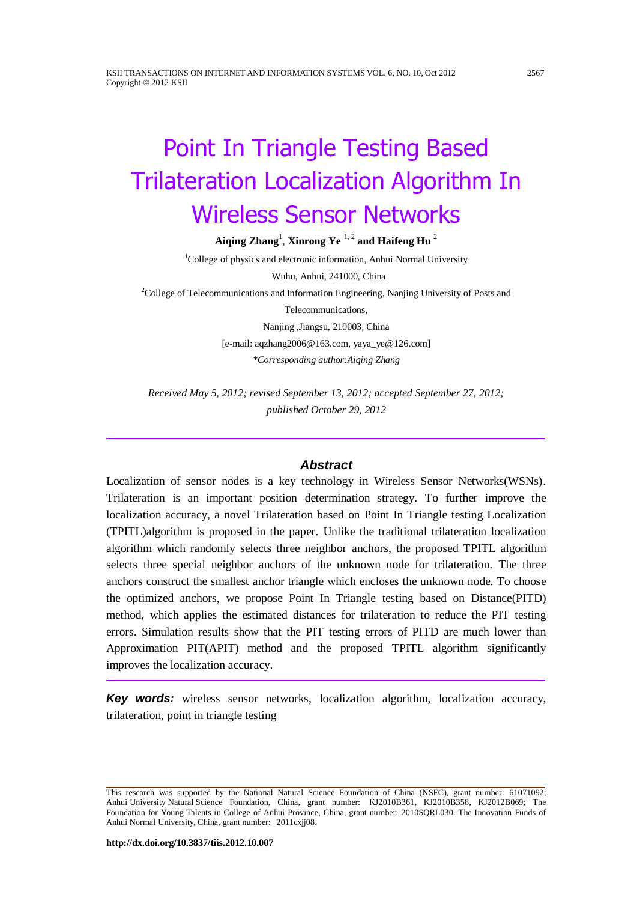# Point In Triangle Testing Based Trilateration Localization Algorithm In Wireless Sensor Networks

**Aiqing Zhang**[1], **Xinrong Ye** [1, 2] **and Haifeng Hu** [2]

[1]College of physics and electronic information, Anhui Normal University

Wuhu, Anhui, 241000, China

[2]College of Telecommunications and Information Engineering, Nanjing University of Posts and Telecommunications,

Nanjing ,Jiangsu, 210003, China

[e-mail: aqzhang2006@163.com, yaya_ye@126.com]

*\*Corresponding author:Aiqing Zhang*

*Received May 5, 2012; revised September 13, 2012; accepted September 27, 2012; published October 29, 2012*

---

## Abstract

Localization of sensor nodes is a key technology in Wireless Sensor Networks(WSNs). Trilateration is an important position determination strategy. To further improve the localization accuracy, a novel Trilateration based on Point In Triangle testing Localization (TPITL)algorithm is proposed in the paper. Unlike the traditional trilateration localization algorithm which randomly selects three neighbor anchors, the proposed TPITL algorithm selects three special neighbor anchors of the unknown node for trilateration. The three anchors construct the smallest anchor triangle which encloses the unknown node. To choose the optimized anchors, we propose Point In Triangle testing based on Distance(PITD) method, which applies the estimated distances for trilateration to reduce the PIT testing errors. Simulation results show that the PIT testing errors of PITD are much lower than Approximation PIT(APIT) method and the proposed TPITL algorithm significantly improves the localization accuracy.

---

***Key words:*** wireless sensor networks, localization algorithm, localization accuracy, trilateration, point in triangle testing

---

This research was supported by the National Natural Science Foundation of China (NSFC), grant number: 61071092; Anhui University Natural Science Foundation, China, grant number: KJ2010B361, KJ2010B358, KJ2012B069; The Foundation for Young Talents in College of Anhui Province, China, grant number: 2010SQRL030. The Innovation Funds of Anhui Normal University, China, grant number: 2011cxjj08.

**http://dx.doi.org/10.3837/tiis.2012.10.007**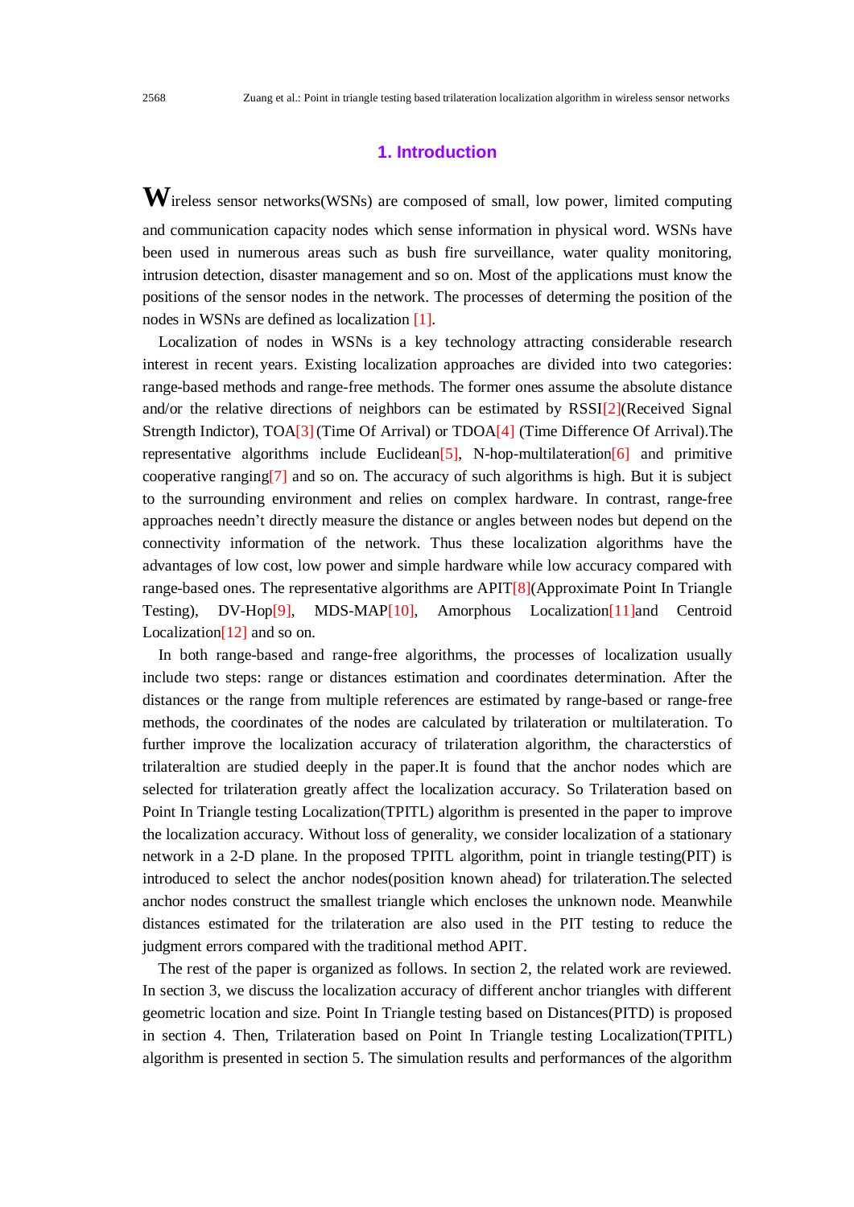## 1. Introduction

Wireless sensor networks(WSNs) are composed of small, low power, limited computing and communication capacity nodes which sense information in physical word. WSNs have been used in numerous areas such as bush fire surveillance, water quality monitoring, intrusion detection, disaster management and so on. Most of the applications must know the positions of the sensor nodes in the network. The processes of determing the position of the nodes in WSNs are defined as localization [1].

Localization of nodes in WSNs is a key technology attracting considerable research interest in recent years. Existing localization approaches are divided into two categories: range-based methods and range-free methods. The former ones assume the absolute distance and/or the relative directions of neighbors can be estimated by RSSI[2](Received Signal Strength Indictor), TOA[3] (Time Of Arrival) or TDOA[4] (Time Difference Of Arrival).The representative algorithms include Euclidean[5], N-hop-multilateration[6] and primitive cooperative ranging[7] and so on. The accuracy of such algorithms is high. But it is subject to the surrounding environment and relies on complex hardware. In contrast, range-free approaches needn't directly measure the distance or angles between nodes but depend on the connectivity information of the network. Thus these localization algorithms have the advantages of low cost, low power and simple hardware while low accuracy compared with range-based ones. The representative algorithms are APIT[8](Approximate Point In Triangle Testing), DV-Hop[9], MDS-MAP[10], Amorphous Localization[11]and Centroid Localization[12] and so on.

In both range-based and range-free algorithms, the processes of localization usually include two steps: range or distances estimation and coordinates determination. After the distances or the range from multiple references are estimated by range-based or range-free methods, the coordinates of the nodes are calculated by trilateration or multilateration. To further improve the localization accuracy of trilateration algorithm, the characterstics of trilateraltion are studied deeply in the paper.It is found that the anchor nodes which are selected for trilateration greatly affect the localization accuracy. So Trilateration based on Point In Triangle testing Localization(TPITL) algorithm is presented in the paper to improve the localization accuracy. Without loss of generality, we consider localization of a stationary network in a 2-D plane. In the proposed TPITL algorithm, point in triangle testing(PIT) is introduced to select the anchor nodes(position known ahead) for trilateration.The selected anchor nodes construct the smallest triangle which encloses the unknown node. Meanwhile distances estimated for the trilateration are also used in the PIT testing to reduce the judgment errors compared with the traditional method APIT.

The rest of the paper is organized as follows. In section 2, the related work are reviewed. In section 3, we discuss the localization accuracy of different anchor triangles with different geometric location and size. Point In Triangle testing based on Distances(PITD) is proposed in section 4. Then, Trilateration based on Point In Triangle testing Localization(TPITL) algorithm is presented in section 5. The simulation results and performances of the algorithm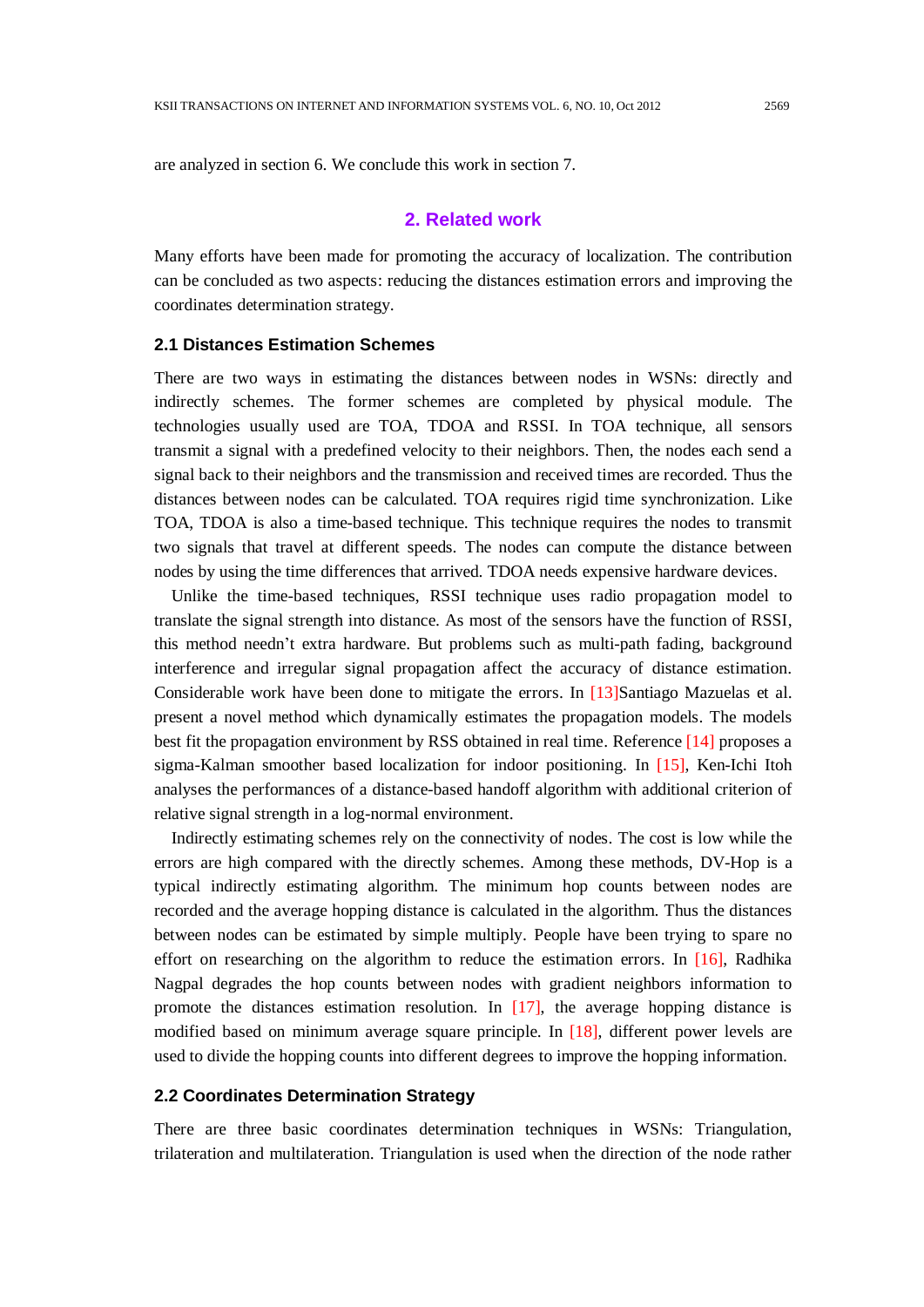are analyzed in section 6. We conclude this work in section 7.

## 2. Related work

Many efforts have been made for promoting the accuracy of localization. The contribution can be concluded as two aspects: reducing the distances estimation errors and improving the coordinates determination strategy.

### 2.1 Distances Estimation Schemes

There are two ways in estimating the distances between nodes in WSNs: directly and indirectly schemes. The former schemes are completed by physical module. The technologies usually used are TOA, TDOA and RSSI. In TOA technique, all sensors transmit a signal with a predefined velocity to their neighbors. Then, the nodes each send a signal back to their neighbors and the transmission and received times are recorded. Thus the distances between nodes can be calculated. TOA requires rigid time synchronization. Like TOA, TDOA is also a time-based technique. This technique requires the nodes to transmit two signals that travel at different speeds. The nodes can compute the distance between nodes by using the time differences that arrived. TDOA needs expensive hardware devices.

Unlike the time-based techniques, RSSI technique uses radio propagation model to translate the signal strength into distance. As most of the sensors have the function of RSSI, this method needn't extra hardware. But problems such as multi-path fading, background interference and irregular signal propagation affect the accuracy of distance estimation. Considerable work have been done to mitigate the errors. In [13]Santiago Mazuelas et al. present a novel method which dynamically estimates the propagation models. The models best fit the propagation environment by RSS obtained in real time. Reference [14] proposes a sigma-Kalman smoother based localization for indoor positioning. In [15], Ken-Ichi Itoh analyses the performances of a distance-based handoff algorithm with additional criterion of relative signal strength in a log-normal environment.

Indirectly estimating schemes rely on the connectivity of nodes. The cost is low while the errors are high compared with the directly schemes. Among these methods, DV-Hop is a typical indirectly estimating algorithm. The minimum hop counts between nodes are recorded and the average hopping distance is calculated in the algorithm. Thus the distances between nodes can be estimated by simple multiply. People have been trying to spare no effort on researching on the algorithm to reduce the estimation errors. In [16], Radhika Nagpal degrades the hop counts between nodes with gradient neighbors information to promote the distances estimation resolution. In [17], the average hopping distance is modified based on minimum average square principle. In [18], different power levels are used to divide the hopping counts into different degrees to improve the hopping information.

### 2.2 Coordinates Determination Strategy

There are three basic coordinates determination techniques in WSNs: Triangulation, trilateration and multilateration. Triangulation is used when the direction of the node rather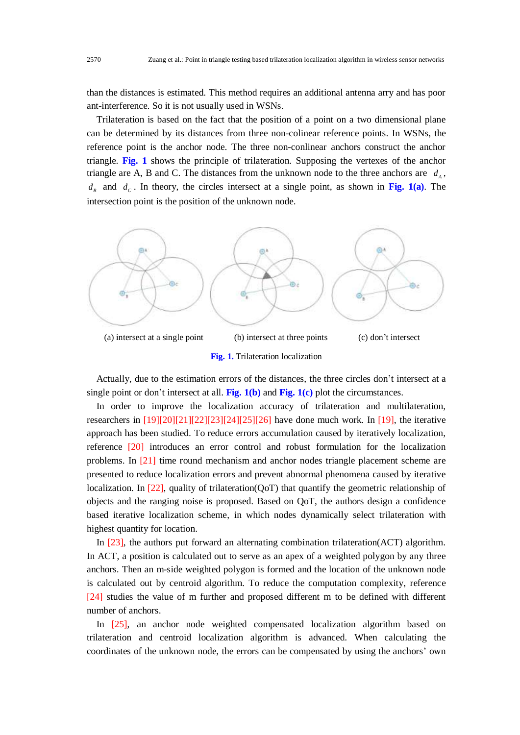than the distances is estimated. This method requires an additional antenna arry and has poor ant-interference. So it is not usually used in WSNs.

Trilateration is based on the fact that the position of a point on a two dimensional plane can be determined by its distances from three non-colinear reference points. In WSNs, the reference point is the anchor node. The three non-conlinear anchors construct the anchor triangle. Fig. 1 shows the principle of trilateration. Supposing the vertexes of the anchor triangle are A, B and C. The distances from the unknown node to the three anchors are $d_A$, $d_B$ and $d_C$. In theory, the circles intersect at a single point, as shown in Fig. 1(a). The intersection point is the position of the unknown node.

(a) intersect at a single point (b) intersect at three points (c) don't intersect

Fig. 1. Trilateration localization

Actually, due to the estimation errors of the distances, the three circles don't intersect at a single point or don't intersect at all. Fig. 1(b) and Fig. 1(c) plot the circumstances.

In order to improve the localization accuracy of trilateration and multilateration, researchers in [19][20][21][22][23][24][25][26] have done much work. In [19], the iterative approach has been studied. To reduce errors accumulation caused by iteratively localization, reference [20] introduces an error control and robust formulation for the localization problems. In [21] time round mechanism and anchor nodes triangle placement scheme are presented to reduce localization errors and prevent abnormal phenomena caused by iterative localization. In [22], quality of trilateration(QoT) that quantify the geometric relationship of objects and the ranging noise is proposed. Based on QoT, the authors design a confidence based iterative localization scheme, in which nodes dynamically select trilateration with highest quantity for location.

In [23], the authors put forward an alternating combination trilateration(ACT) algorithm. In ACT, a position is calculated out to serve as an apex of a weighted polygon by any three anchors. Then an m-side weighted polygon is formed and the location of the unknown node is calculated out by centroid algorithm. To reduce the computation complexity, reference [24] studies the value of m further and proposed different m to be defined with different number of anchors.

In [25], an anchor node weighted compensated localization algorithm based on trilateration and centroid localization algorithm is advanced. When calculating the coordinates of the unknown node, the errors can be compensated by using the anchors' own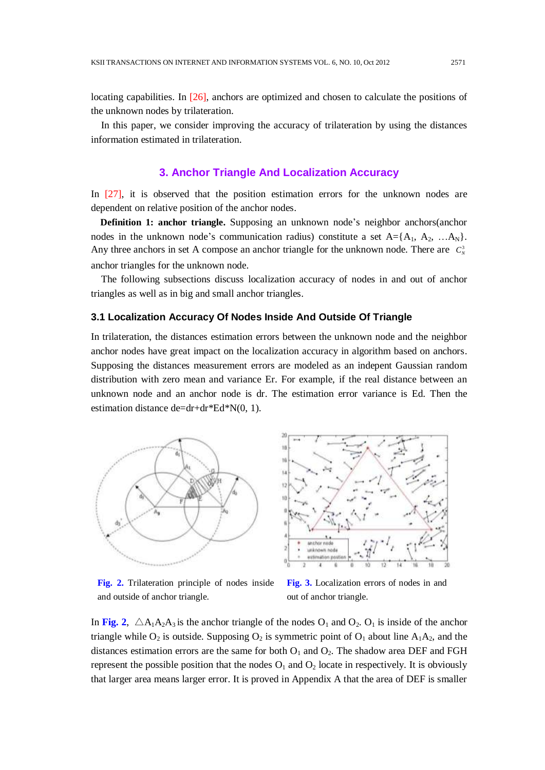locating capabilities. In [26], anchors are optimized and chosen to calculate the positions of the unknown nodes by trilateration.

In this paper, we consider improving the accuracy of trilateration by using the distances information estimated in trilateration.

## 3. Anchor Triangle And Localization Accuracy

In [27], it is observed that the position estimation errors for the unknown nodes are dependent on relative position of the anchor nodes.

**Definition 1: anchor triangle.** Supposing an unknown node's neighbor anchors(anchor nodes in the unknown node's communication radius) constitute a set A={$A_1$, $A_2$, …$A_N$}. Any three anchors in set A compose an anchor triangle for the unknown node. There are $C_N^3$ anchor triangles for the unknown node.

The following subsections discuss localization accuracy of nodes in and out of anchor triangles as well as in big and small anchor triangles.

### 3.1 Localization Accuracy Of Nodes Inside And Outside Of Triangle

In trilateration, the distances estimation errors between the unknown node and the neighbor anchor nodes have great impact on the localization accuracy in algorithm based on anchors. Supposing the distances measurement errors are modeled as an indepent Gaussian random distribution with zero mean and variance Er. For example, if the real distance between an unknown node and an anchor node is dr. The estimation error variance is Ed. Then the estimation distance de=dr+dr*Ed*N(0, 1).

**Fig. 2.** Trilateration principle of nodes inside and outside of anchor triangle.

**Fig. 3.** Localization errors of nodes in and out of anchor triangle.

In **Fig. 2**, $\triangle A_1A_2A_3$ is the anchor triangle of the nodes $O_1$ and $O_2$. $O_1$ is inside of the anchor triangle while $O_2$ is outside. Supposing $O_2$ is symmetric point of $O_1$ about line $A_1A_2$, and the distances estimation errors are the same for both $O_1$ and $O_2$. The shadow area DEF and FGH represent the possible position that the nodes $O_1$ and $O_2$ locate in respectively. It is obviously that larger area means larger error. It is proved in Appendix A that the area of DEF is smaller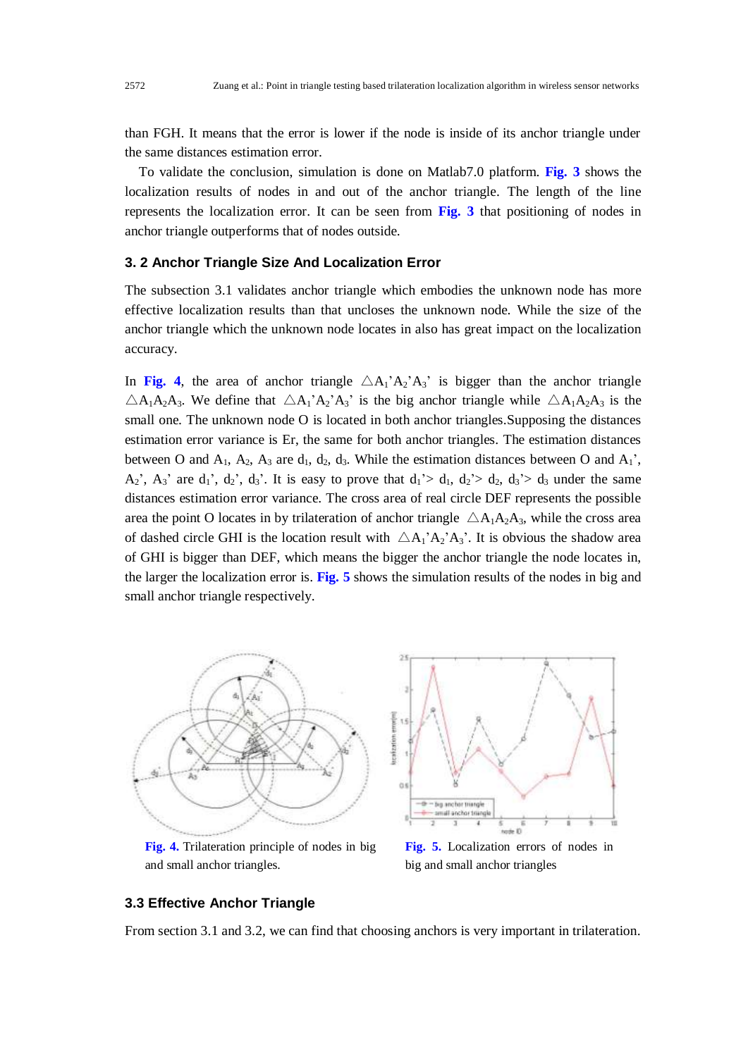than FGH. It means that the error is lower if the node is inside of its anchor triangle under the same distances estimation error.

To validate the conclusion, simulation is done on Matlab7.0 platform. **Fig. 3** shows the localization results of nodes in and out of the anchor triangle. The length of the line represents the localization error. It can be seen from **Fig. 3** that positioning of nodes in anchor triangle outperforms that of nodes outside.

### 3. 2 Anchor Triangle Size And Localization Error

The subsection 3.1 validates anchor triangle which embodies the unknown node has more effective localization results than that uncloses the unknown node. While the size of the anchor triangle which the unknown node locates in also has great impact on the localization accuracy.

In **Fig. 4**, the area of anchor triangle $\triangle A_1'A_2'A_3'$ is bigger than the anchor triangle $\triangle A_1A_2A_3$. We define that $\triangle A_1'A_2'A_3'$ is the big anchor triangle while $\triangle A_1A_2A_3$ is the small one. The unknown node O is located in both anchor triangles.Supposing the distances estimation error variance is Er, the same for both anchor triangles. The estimation distances between O and $A_1$, $A_2$, $A_3$ are $d_1$, $d_2$, $d_3$. While the estimation distances between O and $A_1'$, $A_2'$, $A_3'$ are $d_1'$, $d_2'$, $d_3'$. It is easy to prove that $d_1' > d_1$, $d_2' > d_2$, $d_3' > d_3$ under the same distances estimation error variance. The cross area of real circle DEF represents the possible area the point O locates in by trilateration of anchor triangle $\triangle A_1A_2A_3$, while the cross area of dashed circle GHI is the location result with $\triangle A_1'A_2'A_3'$. It is obvious the shadow area of GHI is bigger than DEF, which means the bigger the anchor triangle the node locates in, the larger the localization error is. **Fig. 5** shows the simulation results of the nodes in big and small anchor triangle respectively.

**Fig. 4.** Trilateration principle of nodes in big and small anchor triangles.

**Fig. 5.** Localization errors of nodes in big and small anchor triangles

### 3.3 Effective Anchor Triangle

From section 3.1 and 3.2, we can find that choosing anchors is very important in trilateration.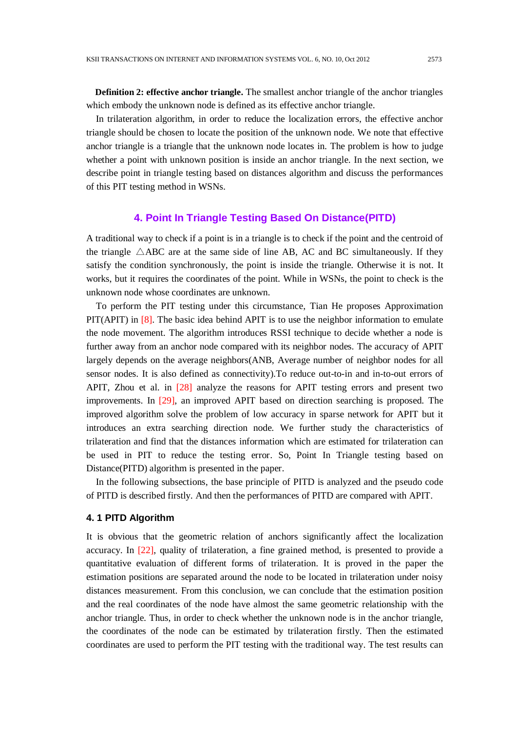**Definition 2: effective anchor triangle.** The smallest anchor triangle of the anchor triangles which embody the unknown node is defined as its effective anchor triangle.

In trilateration algorithm, in order to reduce the localization errors, the effective anchor triangle should be chosen to locate the position of the unknown node. We note that effective anchor triangle is a triangle that the unknown node locates in. The problem is how to judge whether a point with unknown position is inside an anchor triangle. In the next section, we describe point in triangle testing based on distances algorithm and discuss the performances of this PIT testing method in WSNs.

## 4. Point In Triangle Testing Based On Distance(PITD)

A traditional way to check if a point is in a triangle is to check if the point and the centroid of the triangle $\triangle ABC$ are at the same side of line AB, AC and BC simultaneously. If they satisfy the condition synchronously, the point is inside the triangle. Otherwise it is not. It works, but it requires the coordinates of the point. While in WSNs, the point to check is the unknown node whose coordinates are unknown.

To perform the PIT testing under this circumstance, Tian He proposes Approximation PIT(APIT) in [8]. The basic idea behind APIT is to use the neighbor information to emulate the node movement. The algorithm introduces RSSI technique to decide whether a node is further away from an anchor node compared with its neighbor nodes. The accuracy of APIT largely depends on the average neighbors(ANB, Average number of neighbor nodes for all sensor nodes. It is also defined as connectivity).To reduce out-to-in and in-to-out errors of APIT, Zhou et al. in [28] analyze the reasons for APIT testing errors and present two improvements. In [29], an improved APIT based on direction searching is proposed. The improved algorithm solve the problem of low accuracy in sparse network for APIT but it introduces an extra searching direction node. We further study the characteristics of trilateration and find that the distances information which are estimated for trilateration can be used in PIT to reduce the testing error. So, Point In Triangle testing based on Distance(PITD) algorithm is presented in the paper.

In the following subsections, the base principle of PITD is analyzed and the pseudo code of PITD is described firstly. And then the performances of PITD are compared with APIT.

### 4. 1 PITD Algorithm

It is obvious that the geometric relation of anchors significantly affect the localization accuracy. In [22], quality of trilateration, a fine grained method, is presented to provide a quantitative evaluation of different forms of trilateration. It is proved in the paper the estimation positions are separated around the node to be located in trilateration under noisy distances measurement. From this conclusion, we can conclude that the estimation position and the real coordinates of the node have almost the same geometric relationship with the anchor triangle. Thus, in order to check whether the unknown node is in the anchor triangle, the coordinates of the node can be estimated by trilateration firstly. Then the estimated coordinates are used to perform the PIT testing with the traditional way. The test results can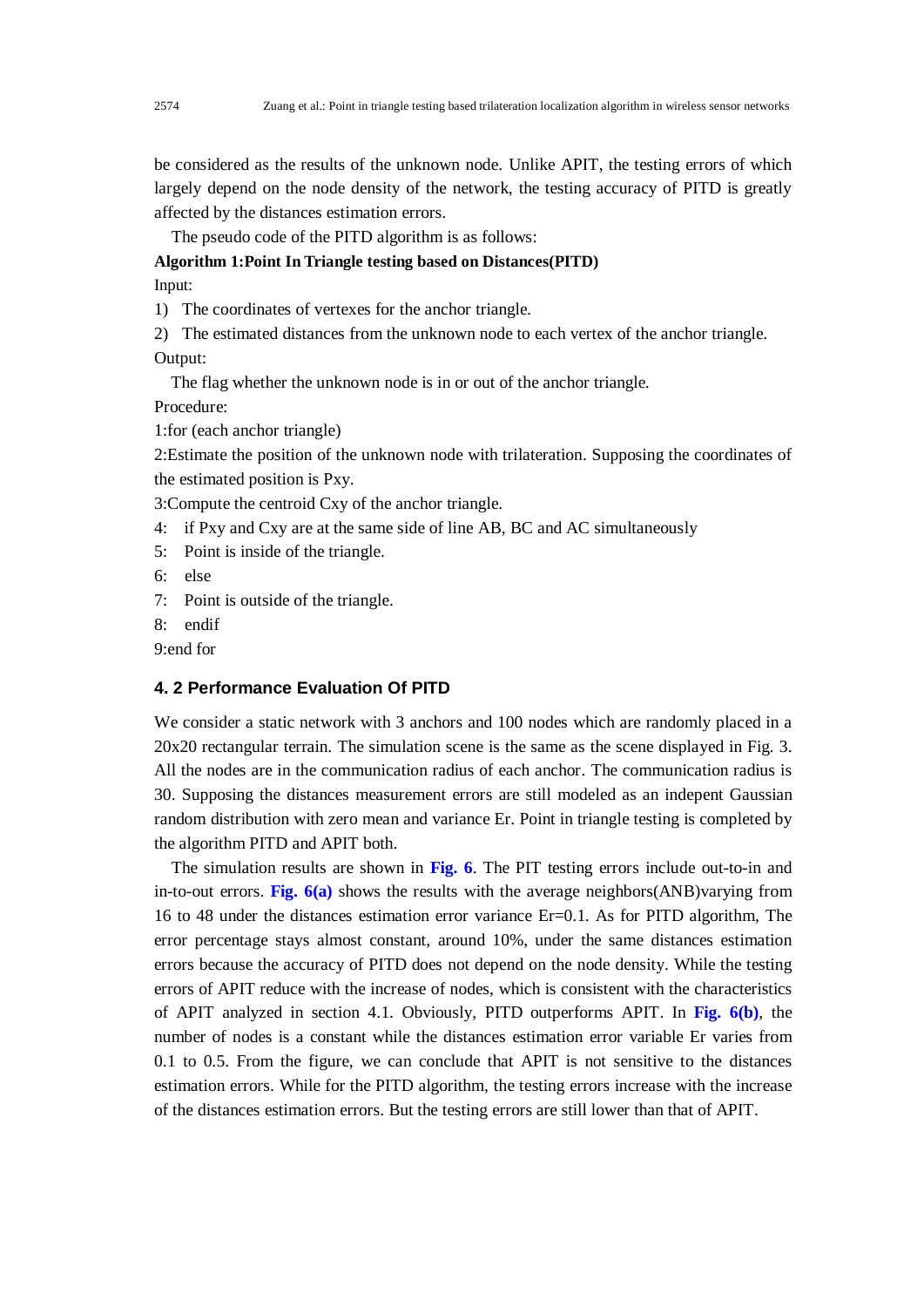be considered as the results of the unknown node. Unlike APIT, the testing errors of which largely depend on the node density of the network, the testing accuracy of PITD is greatly affected by the distances estimation errors.

The pseudo code of the PITD algorithm is as follows:

**Algorithm 1:Point In Triangle testing based on Distances(PITD)**

Input:

1) The coordinates of vertexes for the anchor triangle.

2) The estimated distances from the unknown node to each vertex of the anchor triangle.

Output:

The flag whether the unknown node is in or out of the anchor triangle.

Procedure:

```
1:for (each anchor triangle)
2:Estimate the position of the unknown node with trilateration. Supposing the coordinates of the estimated position is Pxy.
3:Compute the centroid Cxy of the anchor triangle.
4:   if Pxy and Cxy are at the same side of line AB, BC and AC simultaneously
5:   Point is inside of the triangle.
6:   else
7:   Point is outside of the triangle.
8:   endif
9:end for
```

### 4. 2 Performance Evaluation Of PITD

We consider a static network with 3 anchors and 100 nodes which are randomly placed in a 20x20 rectangular terrain. The simulation scene is the same as the scene displayed in Fig. 3. All the nodes are in the communication radius of each anchor. The communication radius is 30. Supposing the distances measurement errors are still modeled as an indepent Gaussian random distribution with zero mean and variance Er. Point in triangle testing is completed by the algorithm PITD and APIT both.

The simulation results are shown in **Fig. 6**. The PIT testing errors include out-to-in and in-to-out errors. **Fig. 6(a)** shows the results with the average neighbors(ANB)varying from 16 to 48 under the distances estimation error variance Er=0.1. As for PITD algorithm, The error percentage stays almost constant, around 10%, under the same distances estimation errors because the accuracy of PITD does not depend on the node density. While the testing errors of APIT reduce with the increase of nodes, which is consistent with the characteristics of APIT analyzed in section 4.1. Obviously, PITD outperforms APIT. In **Fig. 6(b)**, the number of nodes is a constant while the distances estimation error variable Er varies from 0.1 to 0.5. From the figure, we can conclude that APIT is not sensitive to the distances estimation errors. While for the PITD algorithm, the testing errors increase with the increase of the distances estimation errors. But the testing errors are still lower than that of APIT.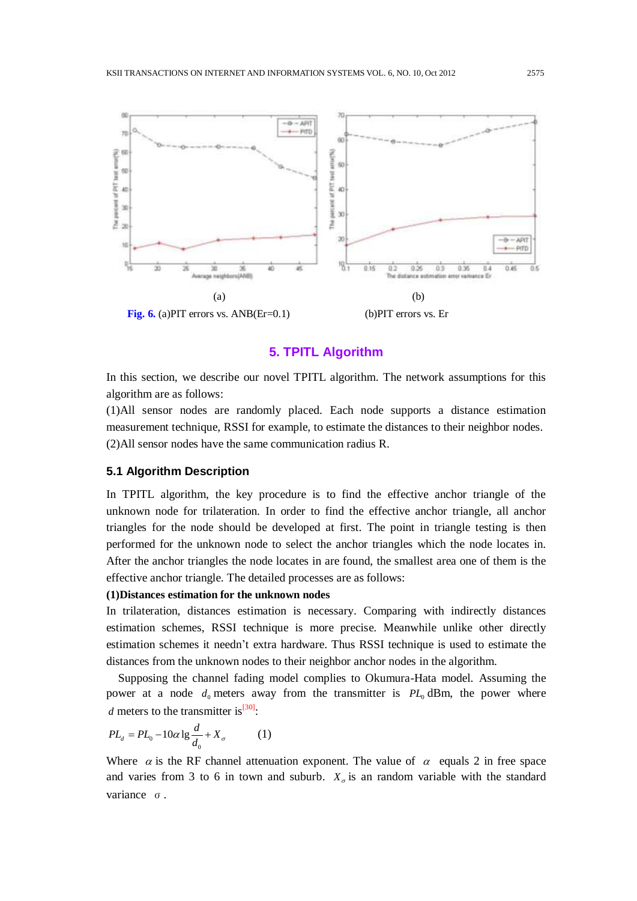(a) (b)

**Fig. 6.** (a)PIT errors vs. ANB(Er=0.1) (b)PIT errors vs. Er

## 5. TPITL Algorithm

In this section, we describe our novel TPITL algorithm. The network assumptions for this algorithm are as follows:

(1)All sensor nodes are randomly placed. Each node supports a distance estimation measurement technique, RSSI for example, to estimate the distances to their neighbor nodes.

(2)All sensor nodes have the same communication radius R.

### 5.1 Algorithm Description

In TPITL algorithm, the key procedure is to find the effective anchor triangle of the unknown node for trilateration. In order to find the effective anchor triangle, all anchor triangles for the node should be developed at first. The point in triangle testing is then performed for the unknown node to select the anchor triangles which the node locates in. After the anchor triangles the node locates in are found, the smallest area one of them is the effective anchor triangle. The detailed processes are as follows:

**(1)Distances estimation for the unknown nodes**

In trilateration, distances estimation is necessary. Comparing with indirectly distances estimation schemes, RSSI technique is more precise. Meanwhile unlike other directly estimation schemes it needn't extra hardware. Thus RSSI technique is used to estimate the distances from the unknown nodes to their neighbor anchor nodes in the algorithm.

Supposing the channel fading model complies to Okumura-Hata model. Assuming the power at a node $d_0$ meters away from the transmitter is $PL_0$ dBm, the power where $d$ meters to the transmitter is[30]:

$$PL_d = PL_0 - 10\alpha \lg \frac{d}{d_0} + X_\sigma \qquad (1)$$

Where $\alpha$ is the RF channel attenuation exponent. The value of $\alpha$ equals 2 in free space and varies from 3 to 6 in town and suburb. $X_\sigma$ is an random variable with the standard variance $\sigma$.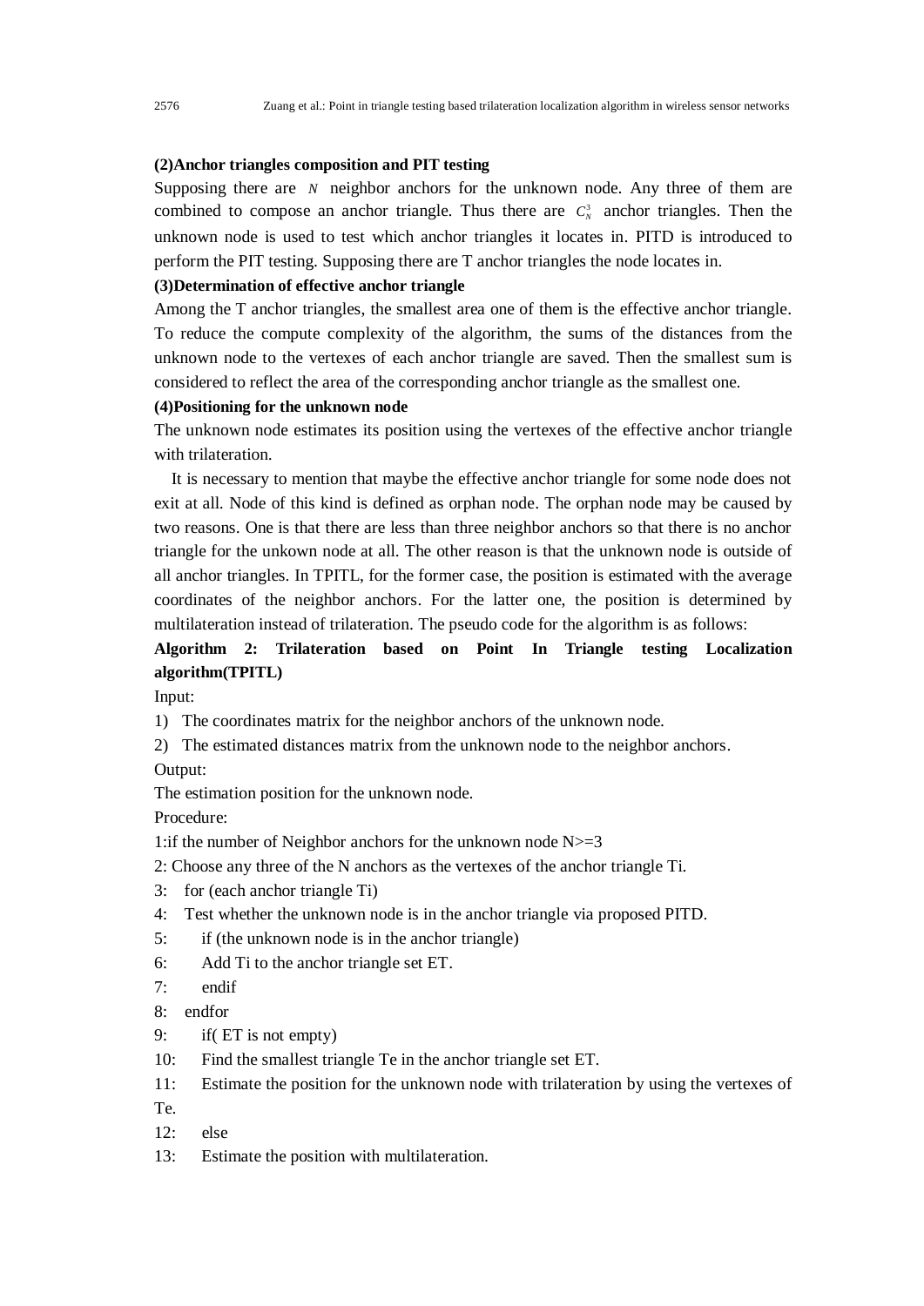**(2)Anchor triangles composition and PIT testing**

Supposing there are $N$ neighbor anchors for the unknown node. Any three of them are combined to compose an anchor triangle. Thus there are $C_N^3$ anchor triangles. Then the unknown node is used to test which anchor triangles it locates in. PITD is introduced to perform the PIT testing. Supposing there are T anchor triangles the node locates in.

**(3)Determination of effective anchor triangle**

Among the T anchor triangles, the smallest area one of them is the effective anchor triangle. To reduce the compute complexity of the algorithm, the sums of the distances from the unknown node to the vertexes of each anchor triangle are saved. Then the smallest sum is considered to reflect the area of the corresponding anchor triangle as the smallest one.

**(4)Positioning for the unknown node**

The unknown node estimates its position using the vertexes of the effective anchor triangle with trilateration.

It is necessary to mention that maybe the effective anchor triangle for some node does not exit at all. Node of this kind is defined as orphan node. The orphan node may be caused by two reasons. One is that there are less than three neighbor anchors so that there is no anchor triangle for the unkown node at all. The other reason is that the unknown node is outside of all anchor triangles. In TPITL, for the former case, the position is estimated with the average coordinates of the neighbor anchors. For the latter one, the position is determined by multilateration instead of trilateration. The pseudo code for the algorithm is as follows:

**Algorithm 2: Trilateration based on Point In Triangle testing Localization algorithm(TPITL)**

Input:

1) The coordinates matrix for the neighbor anchors of the unknown node.
2) The estimated distances matrix from the unknown node to the neighbor anchors.

Output:

The estimation position for the unknown node.

Procedure:

```
1:if the number of Neighbor anchors for the unknown node N>=3
2: Choose any three of the N anchors as the vertexes of the anchor triangle Ti.
3:   for (each anchor triangle Ti)
4:   Test whether the unknown node is in the anchor triangle via proposed PITD.
5:      if (the unknown node is in the anchor triangle)
6:      Add Ti to the anchor triangle set ET.
7:      endif
8:   endfor
9:      if( ET is not empty)
10:     Find the smallest triangle Te in the anchor triangle set ET.
11:     Estimate the position for the unknown node with trilateration by using the vertexes of Te.
12:     else
13:     Estimate the position with multilateration.
```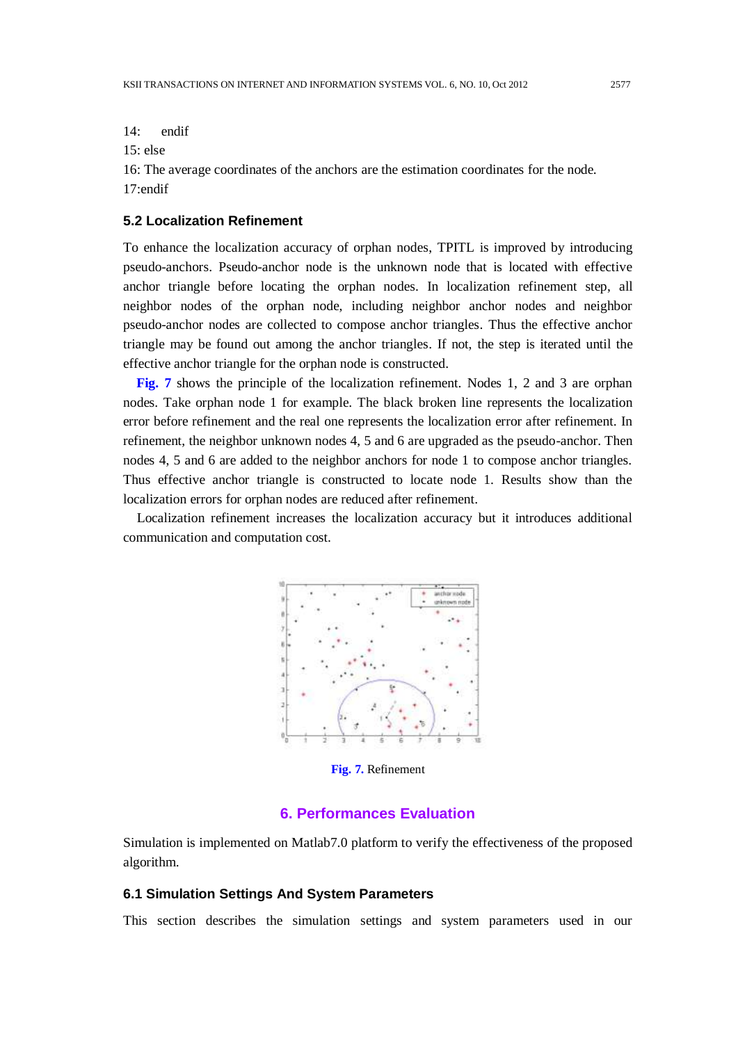14: endif

15: else

16: The average coordinates of the anchors are the estimation coordinates for the node.

17:endif

### 5.2 Localization Refinement

To enhance the localization accuracy of orphan nodes, TPITL is improved by introducing pseudo-anchors. Pseudo-anchor node is the unknown node that is located with effective anchor triangle before locating the orphan nodes. In localization refinement step, all neighbor nodes of the orphan node, including neighbor anchor nodes and neighbor pseudo-anchor nodes are collected to compose anchor triangles. Thus the effective anchor triangle may be found out among the anchor triangles. If not, the step is iterated until the effective anchor triangle for the orphan node is constructed.

**Fig. 7** shows the principle of the localization refinement. Nodes 1, 2 and 3 are orphan nodes. Take orphan node 1 for example. The black broken line represents the localization error before refinement and the real one represents the localization error after refinement. In refinement, the neighbor unknown nodes 4, 5 and 6 are upgraded as the pseudo-anchor. Then nodes 4, 5 and 6 are added to the neighbor anchors for node 1 to compose anchor triangles. Thus effective anchor triangle is constructed to locate node 1. Results show than the localization errors for orphan nodes are reduced after refinement.

Localization refinement increases the localization accuracy but it introduces additional communication and computation cost.

**Fig. 7.** Refinement

## 6. Performances Evaluation

Simulation is implemented on Matlab7.0 platform to verify the effectiveness of the proposed algorithm.

### 6.1 Simulation Settings And System Parameters

This section describes the simulation settings and system parameters used in our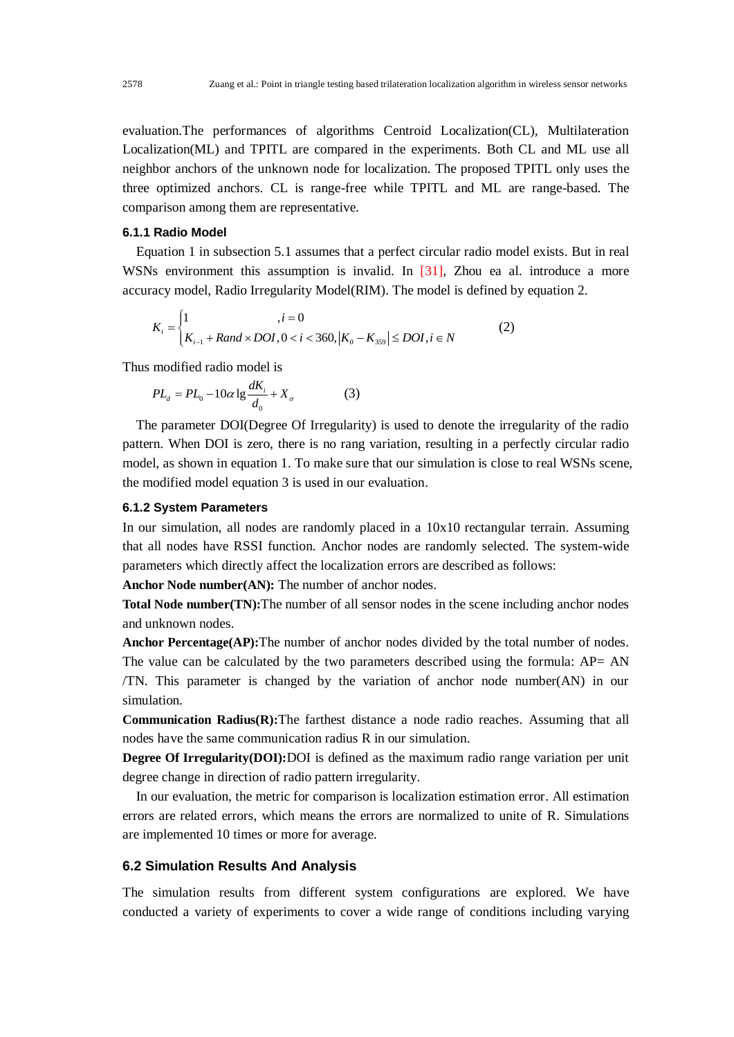evaluation.The performances of algorithms Centroid Localization(CL), Multilateration Localization(ML) and TPITL are compared in the experiments. Both CL and ML use all neighbor anchors of the unknown node for localization. The proposed TPITL only uses the three optimized anchors. CL is range-free while TPITL and ML are range-based. The comparison among them are representative.

#### 6.1.1 Radio Model

Equation 1 in subsection 5.1 assumes that a perfect circular radio model exists. But in real WSNs environment this assumption is invalid. In [31], Zhou ea al. introduce a more accuracy model, Radio Irregularity Model(RIM). The model is defined by equation 2.

$$K_i = \begin{cases} 1 & , i = 0 \\ K_{i-1} + Rand \times DOI, 0 < i < 360, |K_0 - K_{359}| \le DOI, i \in N \end{cases} \tag{2}$$

Thus modified radio model is

$$PL_d = PL_0 - 10\alpha \lg \frac{dK_i}{d_0} + X_\sigma \tag{3}$$

The parameter DOI(Degree Of Irregularity) is used to denote the irregularity of the radio pattern. When DOI is zero, there is no rang variation, resulting in a perfectly circular radio model, as shown in equation 1. To make sure that our simulation is close to real WSNs scene, the modified model equation 3 is used in our evaluation.

#### 6.1.2 System Parameters

In our simulation, all nodes are randomly placed in a 10x10 rectangular terrain. Assuming that all nodes have RSSI function. Anchor nodes are randomly selected. The system-wide parameters which directly affect the localization errors are described as follows:

**Anchor Node number(AN):** The number of anchor nodes.

**Total Node number(TN):**The number of all sensor nodes in the scene including anchor nodes and unknown nodes.

**Anchor Percentage(AP):**The number of anchor nodes divided by the total number of nodes. The value can be calculated by the two parameters described using the formula: AP= AN /TN. This parameter is changed by the variation of anchor node number(AN) in our simulation.

**Communication Radius(R):**The farthest distance a node radio reaches. Assuming that all nodes have the same communication radius R in our simulation.

**Degree Of Irregularity(DOI):**DOI is defined as the maximum radio range variation per unit degree change in direction of radio pattern irregularity.

In our evaluation, the metric for comparison is localization estimation error. All estimation errors are related errors, which means the errors are normalized to unite of R. Simulations are implemented 10 times or more for average.

### 6.2 Simulation Results And Analysis

The simulation results from different system configurations are explored. We have conducted a variety of experiments to cover a wide range of conditions including varying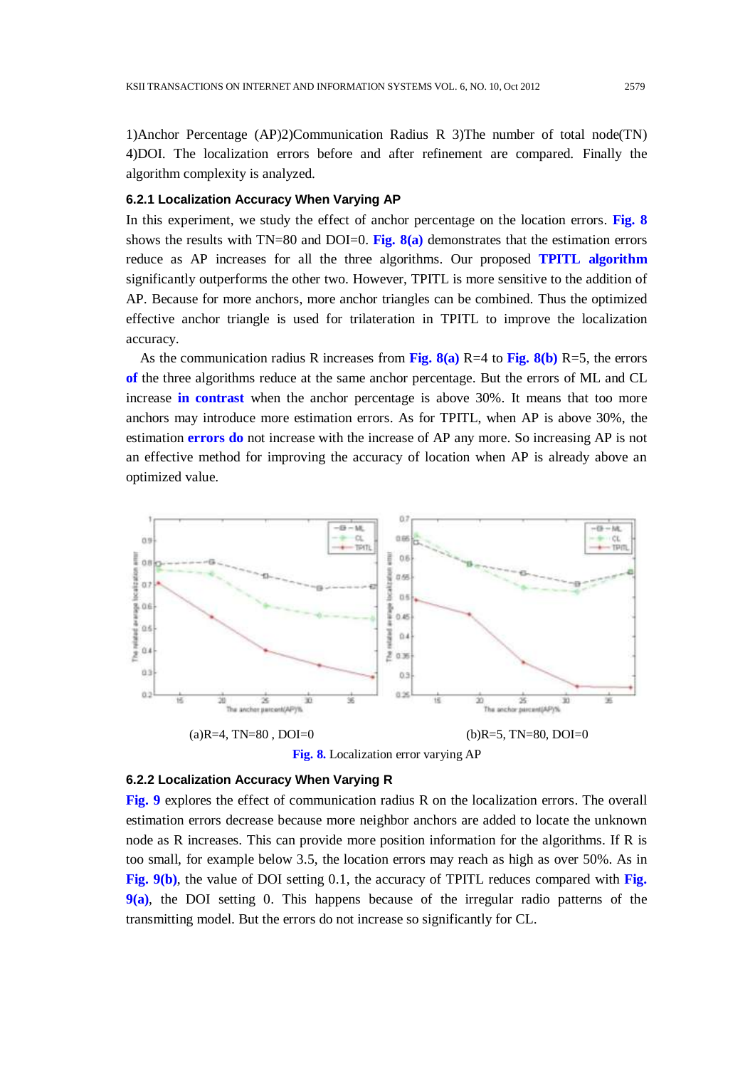1)Anchor Percentage (AP)2)Communication Radius R 3)The number of total node(TN) 4)DOI. The localization errors before and after refinement are compared. Finally the algorithm complexity is analyzed.

### 6.2.1 Localization Accuracy When Varying AP

In this experiment, we study the effect of anchor percentage on the location errors. **Fig. 8** shows the results with TN=80 and DOI=0. **Fig. 8(a)** demonstrates that the estimation errors reduce as AP increases for all the three algorithms. Our proposed **TPITL algorithm** significantly outperforms the other two. However, TPITL is more sensitive to the addition of AP. Because for more anchors, more anchor triangles can be combined. Thus the optimized effective anchor triangle is used for trilateration in TPITL to improve the localization accuracy.

As the communication radius R increases from **Fig. 8(a)** R=4 to **Fig. 8(b)** R=5, the errors **of** the three algorithms reduce at the same anchor percentage. But the errors of ML and CL increase **in contrast** when the anchor percentage is above 30%. It means that too more anchors may introduce more estimation errors. As for TPITL, when AP is above 30%, the estimation **errors do** not increase with the increase of AP any more. So increasing AP is not an effective method for improving the accuracy of location when AP is already above an optimized value.

(a)R=4, TN=80 , DOI=0 (b)R=5, TN=80, DOI=0

**Fig. 8.** Localization error varying AP

### 6.2.2 Localization Accuracy When Varying R

**Fig. 9** explores the effect of communication radius R on the localization errors. The overall estimation errors decrease because more neighbor anchors are added to locate the unknown node as R increases. This can provide more position information for the algorithms. If R is too small, for example below 3.5, the location errors may reach as high as over 50%. As in **Fig. 9(b)**, the value of DOI setting 0.1, the accuracy of TPITL reduces compared with **Fig. 9(a)**, the DOI setting 0. This happens because of the irregular radio patterns of the transmitting model. But the errors do not increase so significantly for CL.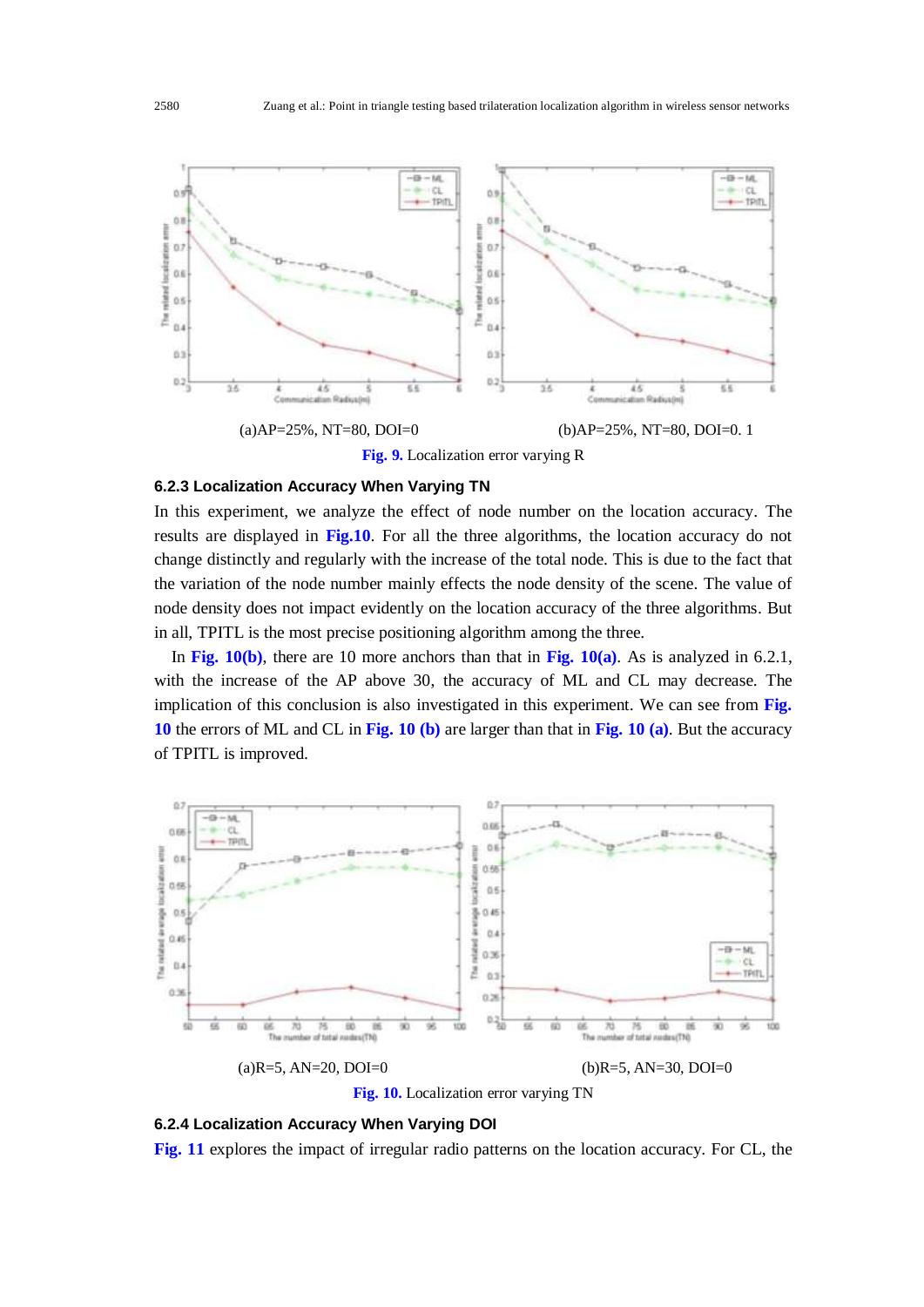(a)AP=25%, NT=80, DOI=0 (b)AP=25%, NT=80, DOI=0. 1

**Fig. 9.** Localization error varying R

#### 6.2.3 Localization Accuracy When Varying TN

In this experiment, we analyze the effect of node number on the location accuracy. The results are displayed in **Fig.10**. For all the three algorithms, the location accuracy do not change distinctly and regularly with the increase of the total node. This is due to the fact that the variation of the node number mainly effects the node density of the scene. The value of node density does not impact evidently on the location accuracy of the three algorithms. But in all, TPITL is the most precise positioning algorithm among the three.

In **Fig. 10(b)**, there are 10 more anchors than that in **Fig. 10(a)**. As is analyzed in 6.2.1, with the increase of the AP above 30, the accuracy of ML and CL may decrease. The implication of this conclusion is also investigated in this experiment. We can see from **Fig. 10** the errors of ML and CL in **Fig. 10 (b)** are larger than that in **Fig. 10 (a)**. But the accuracy of TPITL is improved.

(a)R=5, AN=20, DOI=0 (b)R=5, AN=30, DOI=0

**Fig. 10.** Localization error varying TN

#### 6.2.4 Localization Accuracy When Varying DOI

**Fig. 11** explores the impact of irregular radio patterns on the location accuracy. For CL, the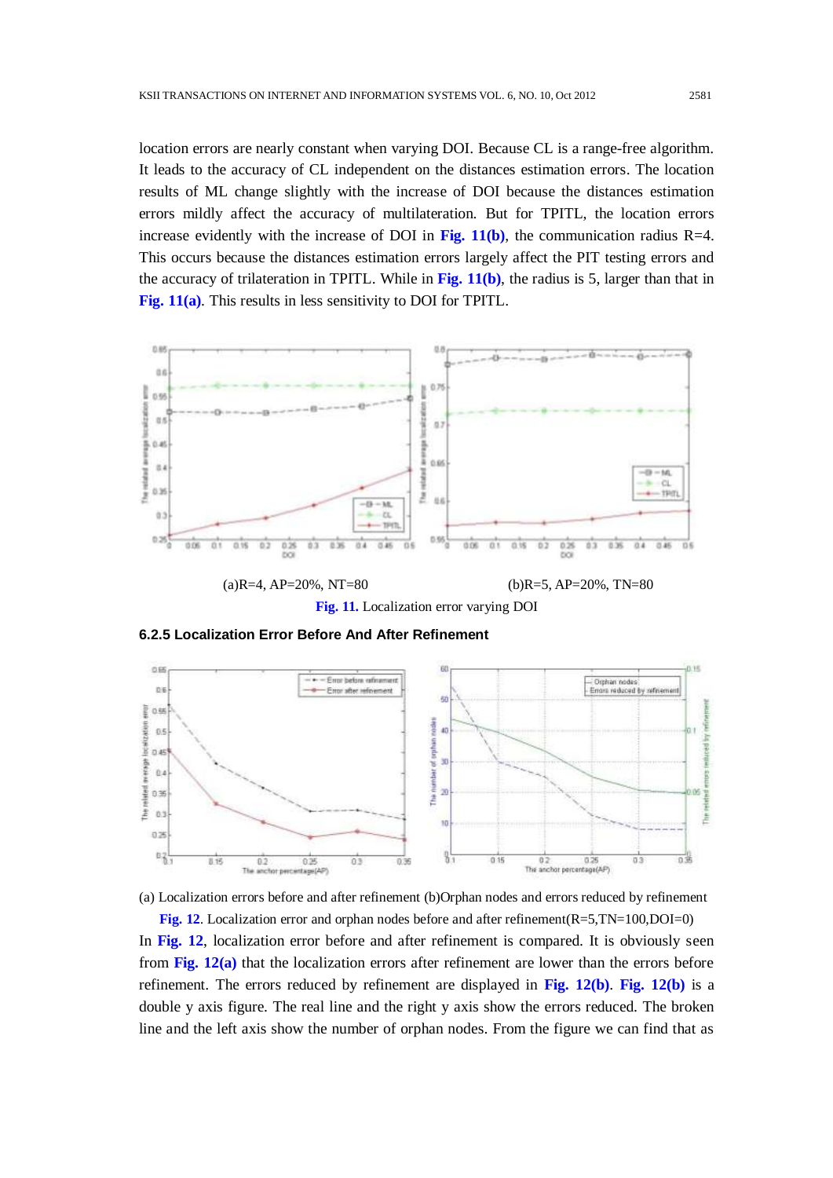location errors are nearly constant when varying DOI. Because CL is a range-free algorithm. It leads to the accuracy of CL independent on the distances estimation errors. The location results of ML change slightly with the increase of DOI because the distances estimation errors mildly affect the accuracy of multilateration. But for TPITL, the location errors increase evidently with the increase of DOI in **Fig. 11(b)**, the communication radius R=4. This occurs because the distances estimation errors largely affect the PIT testing errors and the accuracy of trilateration in TPITL. While in **Fig. 11(b)**, the radius is 5, larger than that in **Fig. 11(a)**. This results in less sensitivity to DOI for TPITL.

(a)R=4, AP=20%, NT=80 (b)R=5, AP=20%, TN=80

**Fig. 11.** Localization error varying DOI

### 6.2.5 Localization Error Before And After Refinement

(a) Localization errors before and after refinement (b)Orphan nodes and errors reduced by refinement

**Fig. 12**. Localization error and orphan nodes before and after refinement(R=5,TN=100,DOI=0)

In **Fig. 12**, localization error before and after refinement is compared. It is obviously seen from **Fig. 12(a)** that the localization errors after refinement are lower than the errors before refinement. The errors reduced by refinement are displayed in **Fig. 12(b)**. **Fig. 12(b)** is a double y axis figure. The real line and the right y axis show the errors reduced. The broken line and the left axis show the number of orphan nodes. From the figure we can find that as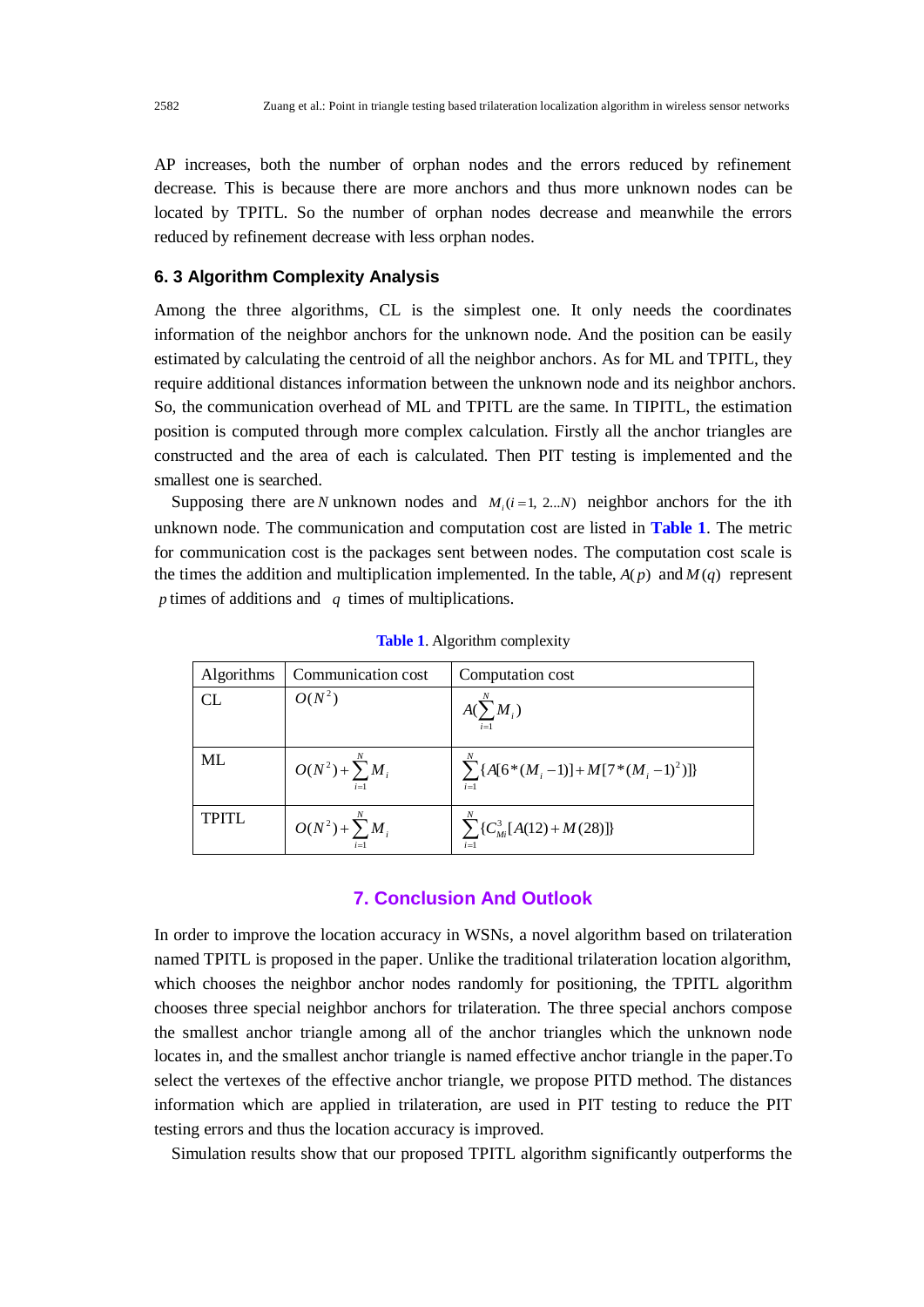AP increases, both the number of orphan nodes and the errors reduced by refinement decrease. This is because there are more anchors and thus more unknown nodes can be located by TPITL. So the number of orphan nodes decrease and meanwhile the errors reduced by refinement decrease with less orphan nodes.

### 6. 3 Algorithm Complexity Analysis

Among the three algorithms, CL is the simplest one. It only needs the coordinates information of the neighbor anchors for the unknown node. And the position can be easily estimated by calculating the centroid of all the neighbor anchors. As for ML and TPITL, they require additional distances information between the unknown node and its neighbor anchors. So, the communication overhead of ML and TPITL are the same. In TIPITL, the estimation position is computed through more complex calculation. Firstly all the anchor triangles are constructed and the area of each is calculated. Then PIT testing is implemented and the smallest one is searched.

Supposing there are $N$ unknown nodes and $M_i (i = 1, 2...N)$ neighbor anchors for the ith unknown node. The communication and computation cost are listed in **Table 1**. The metric for communication cost is the packages sent between nodes. The computation cost scale is the times the addition and multiplication implemented. In the table, $A(p)$ and $M(q)$ represent $p$ times of additions and $q$ times of multiplications.

**Table 1**. Algorithm complexity

| Algorithms | Communication cost | Computation cost |
|---|---|---|
| CL | $O(N^2)$ | $A(\sum_{i=1}^{N} M_i)$ |
| ML | $O(N^2) + \sum_{i=1}^{N} M_i$ | $\sum_{i=1}^{N} \{A[6*(M_i - 1)] + M[7*(M_i - 1)^2)]\}$ |
| TPITL | $O(N^2) + \sum_{i=1}^{N} M_i$ | $\sum_{i=1}^{N} \{C_{Mi}^3 [A(12) + M(28)]\}$ |

## 7. Conclusion And Outlook

In order to improve the location accuracy in WSNs, a novel algorithm based on trilateration named TPITL is proposed in the paper. Unlike the traditional trilateration location algorithm, which chooses the neighbor anchor nodes randomly for positioning, the TPITL algorithm chooses three special neighbor anchors for trilateration. The three special anchors compose the smallest anchor triangle among all of the anchor triangles which the unknown node locates in, and the smallest anchor triangle is named effective anchor triangle in the paper.To select the vertexes of the effective anchor triangle, we propose PITD method. The distances information which are applied in trilateration, are used in PIT testing to reduce the PIT testing errors and thus the location accuracy is improved.

Simulation results show that our proposed TPITL algorithm significantly outperforms the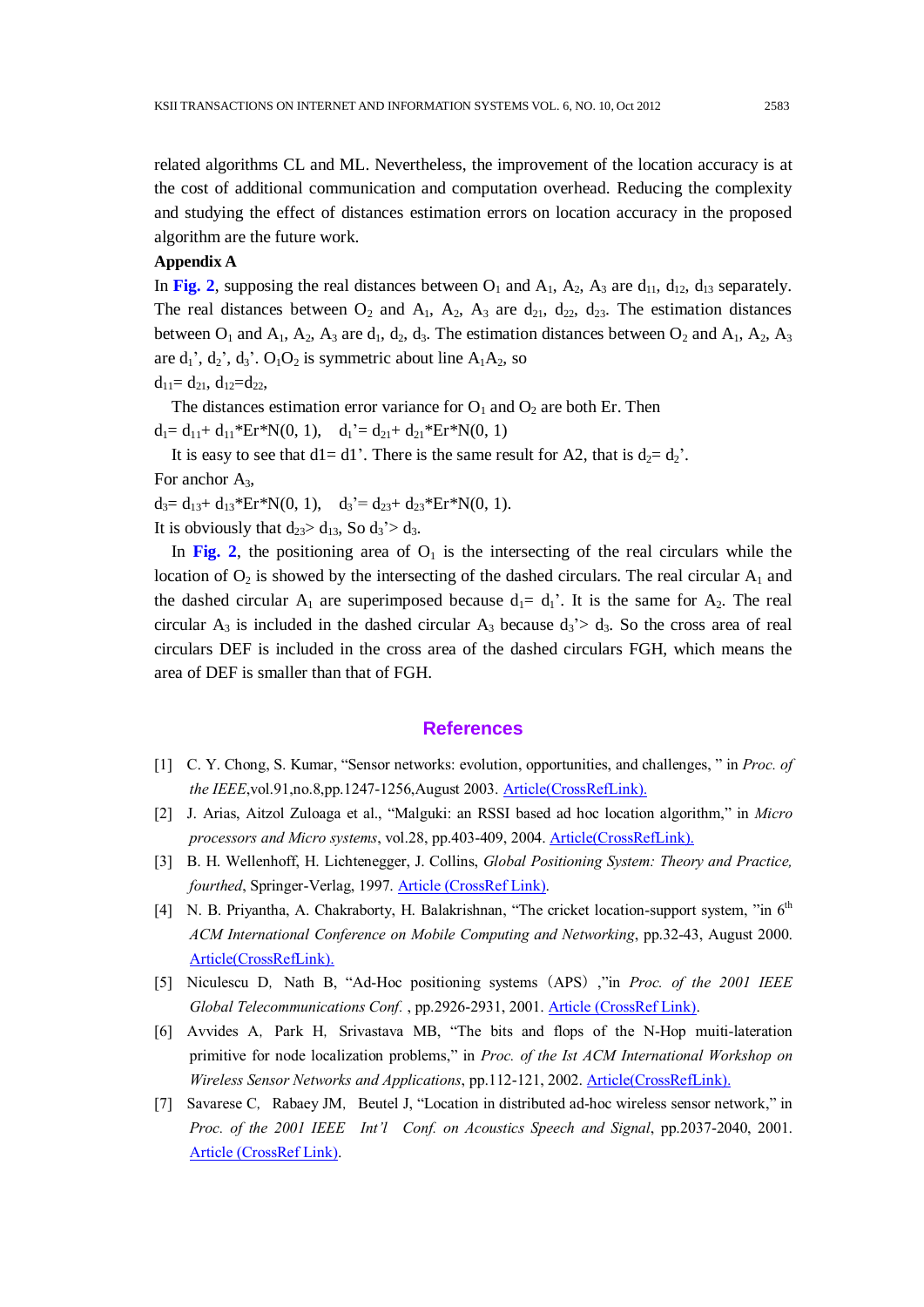related algorithms CL and ML. Nevertheless, the improvement of the location accuracy is at the cost of additional communication and computation overhead. Reducing the complexity and studying the effect of distances estimation errors on location accuracy in the proposed algorithm are the future work.

**Appendix A**

In **Fig. 2**, supposing the real distances between $O_1$ and $A_1$, $A_2$, $A_3$ are $d_{11}$, $d_{12}$, $d_{13}$ separately. The real distances between $O_2$ and $A_1$, $A_2$, $A_3$ are $d_{21}$, $d_{22}$, $d_{23}$. The estimation distances between $O_1$ and $A_1$, $A_2$, $A_3$ are $d_1$, $d_2$, $d_3$. The estimation distances between $O_2$ and $A_1$, $A_2$, $A_3$ are $d_1'$, $d_2'$, $d_3'$. $O_1O_2$ is symmetric about line $A_1A_2$, so

$d_{11}= d_{21}$, $d_{12}=d_{22}$,

The distances estimation error variance for $O_1$ and $O_2$ are both Er. Then

$d_1= d_{11}+ d_{11}*Er*N(0, 1)$, $d_1'= d_{21}+ d_{21}*Er*N(0, 1)$

It is easy to see that d1= d1'. There is the same result for A2, that is $d_2= d_2'$.

For anchor $A_3$,

$d_3= d_{13}+ d_{13}*Er*N(0, 1)$, $d_3'= d_{23}+ d_{23}*Er*N(0, 1)$.

It is obviously that $d_{23}> d_{13}$, So $d_3'> d_3$.

In **Fig. 2**, the positioning area of $O_1$ is the intersecting of the real circulars while the location of $O_2$ is showed by the intersecting of the dashed circulars. The real circular $A_1$ and the dashed circular $A_1$ are superimposed because $d_1= d_1'$. It is the same for $A_2$. The real circular $A_3$ is included in the dashed circular $A_3$ because $d_3'> d_3$. So the cross area of real circulars DEF is included in the cross area of the dashed circulars FGH, which means the area of DEF is smaller than that of FGH.

## References

[1] C. Y. Chong, S. Kumar, "Sensor networks: evolution, opportunities, and challenges, " in *Proc. of the IEEE*,vol.91,no.8,pp.1247-1256,August 2003. Article(CrossRefLink).

[2] J. Arias, Aitzol Zuloaga et al., "Malguki: an RSSI based ad hoc location algorithm," in *Micro processors and Micro systems*, vol.28, pp.403-409, 2004. Article(CrossRefLink).

[3] B. H. Wellenhoff, H. Lichtenegger, J. Collins, *Global Positioning System: Theory and Practice, fourthed*, Springer-Verlag, 1997. Article (CrossRef Link).

[4] N. B. Priyantha, A. Chakraborty, H. Balakrishnan, "The cricket location-support system, "in 6th *ACM International Conference on Mobile Computing and Networking*, pp.32-43, August 2000. Article(CrossRefLink).

[5] Niculescu D, Nath B, "Ad-Hoc positioning systems（APS）,"in *Proc. of the 2001 IEEE Global Telecommunications Conf.* , pp.2926-2931, 2001. Article (CrossRef Link).

[6] Avvides A, Park H, Srivastava MB, "The bits and flops of the N-Hop muiti-lateration primitive for node localization problems," in *Proc. of the Ist ACM International Workshop on Wireless Sensor Networks and Applications*, pp.112-121, 2002. Article(CrossRefLink).

[7] Savarese C, Rabaey JM, Beutel J, "Location in distributed ad-hoc wireless sensor network," in *Proc. of the 2001 IEEE Int'l Conf. on Acoustics Speech and Signal*, pp.2037-2040, 2001. Article (CrossRef Link).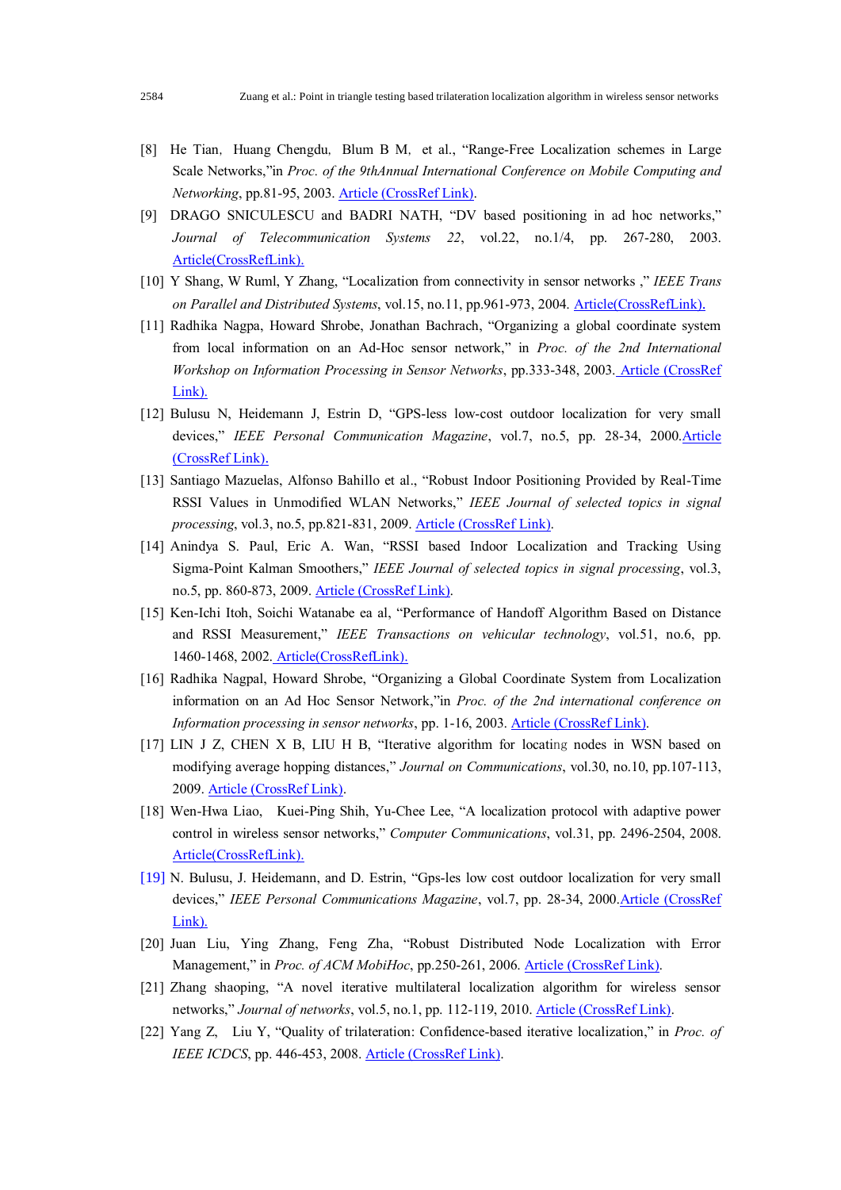[8] He Tian, Huang Chengdu, Blum B M, et al., “Range-Free Localization schemes in Large Scale Networks,”in *Proc. of the 9thAnnual International Conference on Mobile Computing and Networking*, pp.81-95, 2003. Article (CrossRef Link).

[9] DRAGO SNICULESCU and BADRI NATH, “DV based positioning in ad hoc networks,” *Journal of Telecommunication Systems 22*, vol.22, no.1/4, pp. 267-280, 2003. Article(CrossRefLink).

[10] Y Shang, W Ruml, Y Zhang, “Localization from connectivity in sensor networks ,” *IEEE Trans on Parallel and Distributed Systems*, vol.15, no.11, pp.961-973, 2004. Article(CrossRefLink).

[11] Radhika Nagpa, Howard Shrobe, Jonathan Bachrach, “Organizing a global coordinate system from local information on an Ad-Hoc sensor network,” in *Proc. of the 2nd International Workshop on Information Processing in Sensor Networks*, pp.333-348, 2003. Article (CrossRef Link).

[12] Bulusu N, Heidemann J, Estrin D, “GPS-less low-cost outdoor localization for very small devices,” *IEEE Personal Communication Magazine*, vol.7, no.5, pp. 28-34, 2000.Article (CrossRef Link).

[13] Santiago Mazuelas, Alfonso Bahillo et al., “Robust Indoor Positioning Provided by Real-Time RSSI Values in Unmodified WLAN Networks,” *IEEE Journal of selected topics in signal processing*, vol.3, no.5, pp.821-831, 2009. Article (CrossRef Link).

[14] Anindya S. Paul, Eric A. Wan, “RSSI based Indoor Localization and Tracking Using Sigma-Point Kalman Smoothers,” *IEEE Journal of selected topics in signal processing*, vol.3, no.5, pp. 860-873, 2009. Article (CrossRef Link).

[15] Ken-Ichi Itoh, Soichi Watanabe ea al, “Performance of Handoff Algorithm Based on Distance and RSSI Measurement,” *IEEE Transactions on vehicular technology*, vol.51, no.6, pp. 1460-1468, 2002. Article(CrossRefLink).

[16] Radhika Nagpal, Howard Shrobe, “Organizing a Global Coordinate System from Localization information on an Ad Hoc Sensor Network,”in *Proc. of the 2nd international conference on Information processing in sensor networks*, pp. 1-16, 2003. Article (CrossRef Link).

[17] LIN J Z, CHEN X B, LIU H B, “Iterative algorithm for locating nodes in WSN based on modifying average hopping distances,” *Journal on Communications*, vol.30, no.10, pp.107-113, 2009. Article (CrossRef Link).

[18] Wen-Hwa Liao, Kuei-Ping Shih, Yu-Chee Lee, “A localization protocol with adaptive power control in wireless sensor networks,” *Computer Communications*, vol.31, pp. 2496-2504, 2008. Article(CrossRefLink).

[19] N. Bulusu, J. Heidemann, and D. Estrin, “Gps-les low cost outdoor localization for very small devices,” *IEEE Personal Communications Magazine*, vol.7, pp. 28-34, 2000.Article (CrossRef Link).

[20] Juan Liu, Ying Zhang, Feng Zha, “Robust Distributed Node Localization with Error Management,” in *Proc. of ACM MobiHoc*, pp.250-261, 2006. Article (CrossRef Link).

[21] Zhang shaoping, “A novel iterative multilateral localization algorithm for wireless sensor networks,” *Journal of networks*, vol.5, no.1, pp. 112-119, 2010. Article (CrossRef Link).

[22] Yang Z, Liu Y, “Quality of trilateration: Confidence-based iterative localization,” in *Proc. of IEEE ICDCS*, pp. 446-453, 2008. Article (CrossRef Link).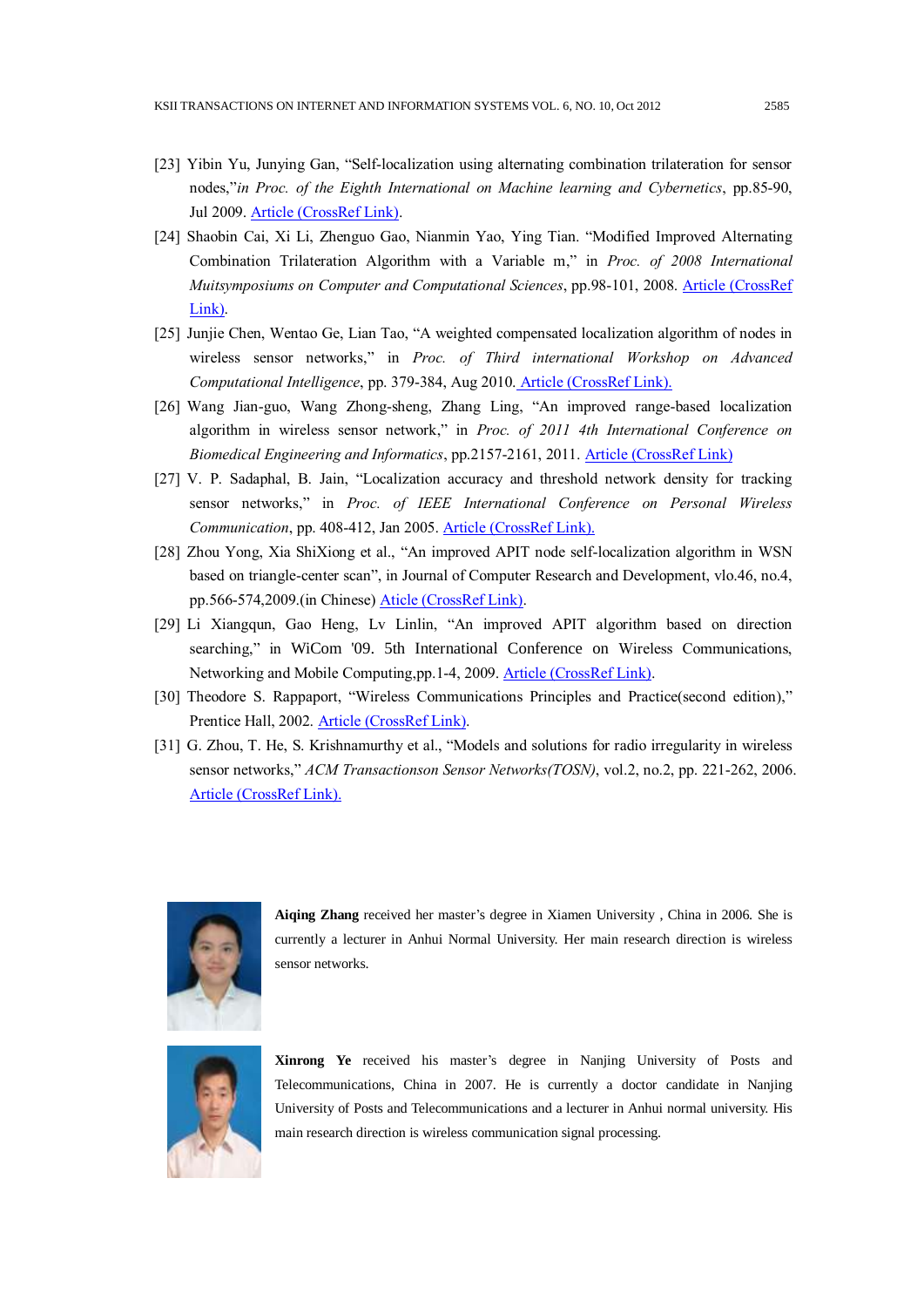[23] Yibin Yu, Junying Gan, "Self-localization using alternating combination trilateration for sensor nodes,"*in Proc. of the Eighth International on Machine learning and Cybernetics*, pp.85-90, Jul 2009. Article (CrossRef Link).

[24] Shaobin Cai, Xi Li, Zhenguo Gao, Nianmin Yao, Ying Tian. "Modified Improved Alternating Combination Trilateration Algorithm with a Variable m," in *Proc. of 2008 International Muitsymposiums on Computer and Computational Sciences*, pp.98-101, 2008. Article (CrossRef Link).

[25] Junjie Chen, Wentao Ge, Lian Tao, "A weighted compensated localization algorithm of nodes in wireless sensor networks," in *Proc. of Third international Workshop on Advanced Computational Intelligence*, pp. 379-384, Aug 2010. Article (CrossRef Link).

[26] Wang Jian-guo, Wang Zhong-sheng, Zhang Ling, "An improved range-based localization algorithm in wireless sensor network," in *Proc. of 2011 4th International Conference on Biomedical Engineering and Informatics*, pp.2157-2161, 2011. Article (CrossRef Link)

[27] V. P. Sadaphal, B. Jain, "Localization accuracy and threshold network density for tracking sensor networks," in *Proc. of IEEE International Conference on Personal Wireless Communication*, pp. 408-412, Jan 2005. Article (CrossRef Link).

[28] Zhou Yong, Xia ShiXiong et al., "An improved APIT node self-localization algorithm in WSN based on triangle-center scan", in Journal of Computer Research and Development, vlo.46, no.4, pp.566-574,2009.(in Chinese) Aticle (CrossRef Link).

[29] Li Xiangqun, Gao Heng, Lv Linlin, "An improved APIT algorithm based on direction searching," in WiCom '09. 5th International Conference on Wireless Communications, Networking and Mobile Computing,pp.1-4, 2009. Article (CrossRef Link).

[30] Theodore S. Rappaport, "Wireless Communications Principles and Practice(second edition)," Prentice Hall, 2002. Article (CrossRef Link).

[31] G. Zhou, T. He, S. Krishnamurthy et al., "Models and solutions for radio irregularity in wireless sensor networks," *ACM Transactionson Sensor Networks(TOSN)*, vol.2, no.2, pp. 221-262, 2006. Article (CrossRef Link).

**Aiqing Zhang** received her master's degree in Xiamen University , China in 2006. She is currently a lecturer in Anhui Normal University. Her main research direction is wireless sensor networks.

**Xinrong Ye** received his master's degree in Nanjing University of Posts and Telecommunications, China in 2007. He is currently a doctor candidate in Nanjing University of Posts and Telecommunications and a lecturer in Anhui normal university. His main research direction is wireless communication signal processing.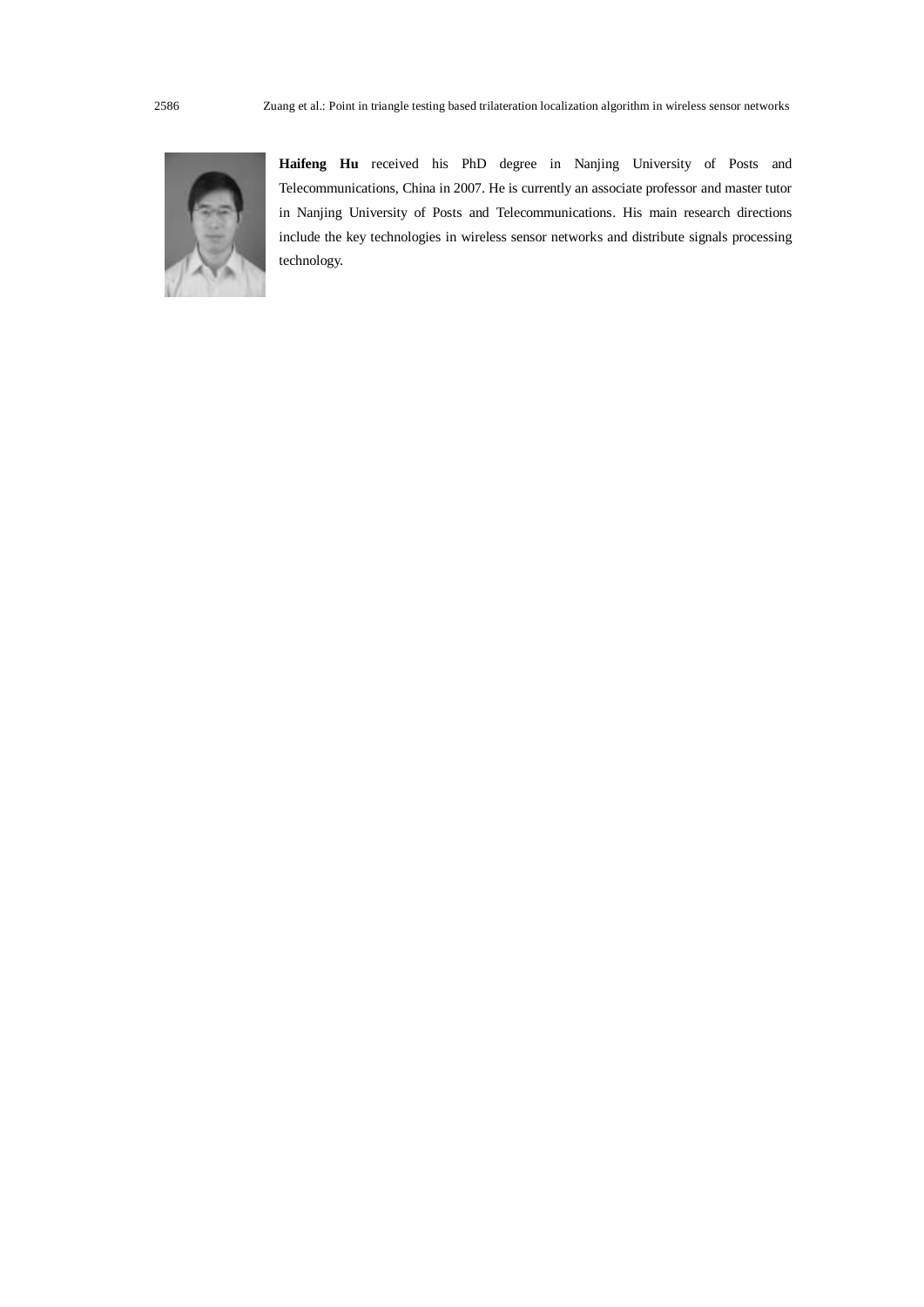**Haifeng Hu** received his PhD degree in Nanjing University of Posts and Telecommunications, China in 2007. He is currently an associate professor and master tutor in Nanjing University of Posts and Telecommunications. His main research directions include the key technologies in wireless sensor networks and distribute signals processing technology.